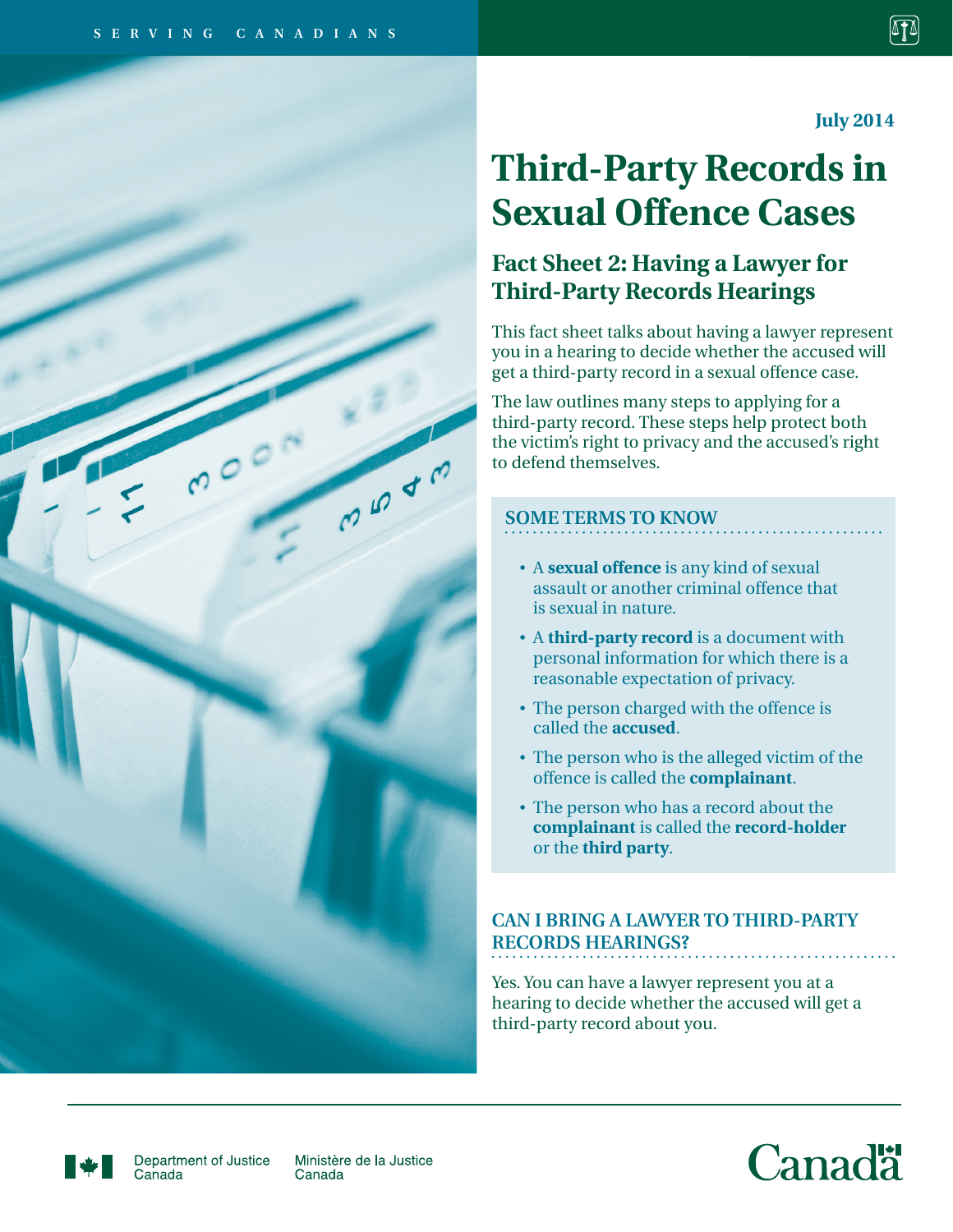SERVING CANADIANS

July 2014

# Third-Party Records in Sexual Offence Cases

## Fact Sheet 2: Having a Lawyer for Third-Party Records Hearings

This fact sheet talks about having a lawyer represent you in a hearing to decide whether the accused will get a third-party record in a sexual offence case.

The law outlines many steps to applying for a third-party record. These steps help protect both the victim's right to privacy and the accused's right to defend themselves.

### SOME TERMS TO KNOW

- A **sexual offence** is any kind of sexual assault or another criminal offence that is sexual in nature.
- A **third-party record** is a document with personal information for which there is a reasonable expectation of privacy.
- The person charged with the offence is called the **accused**.
- The person who is the alleged victim of the offence is called the **complainant**.
- The person who has a record about the **complainant** is called the **record-holder** or the **third party**.

### CAN I BRING A LAWYER TO THIRD-PARTY RECORDS HEARINGS?

Yes. You can have a lawyer represent you at a hearing to decide whether the accused will get a third-party record about you.

Department of Justice Canada | Ministère de la Justice Canada

Canada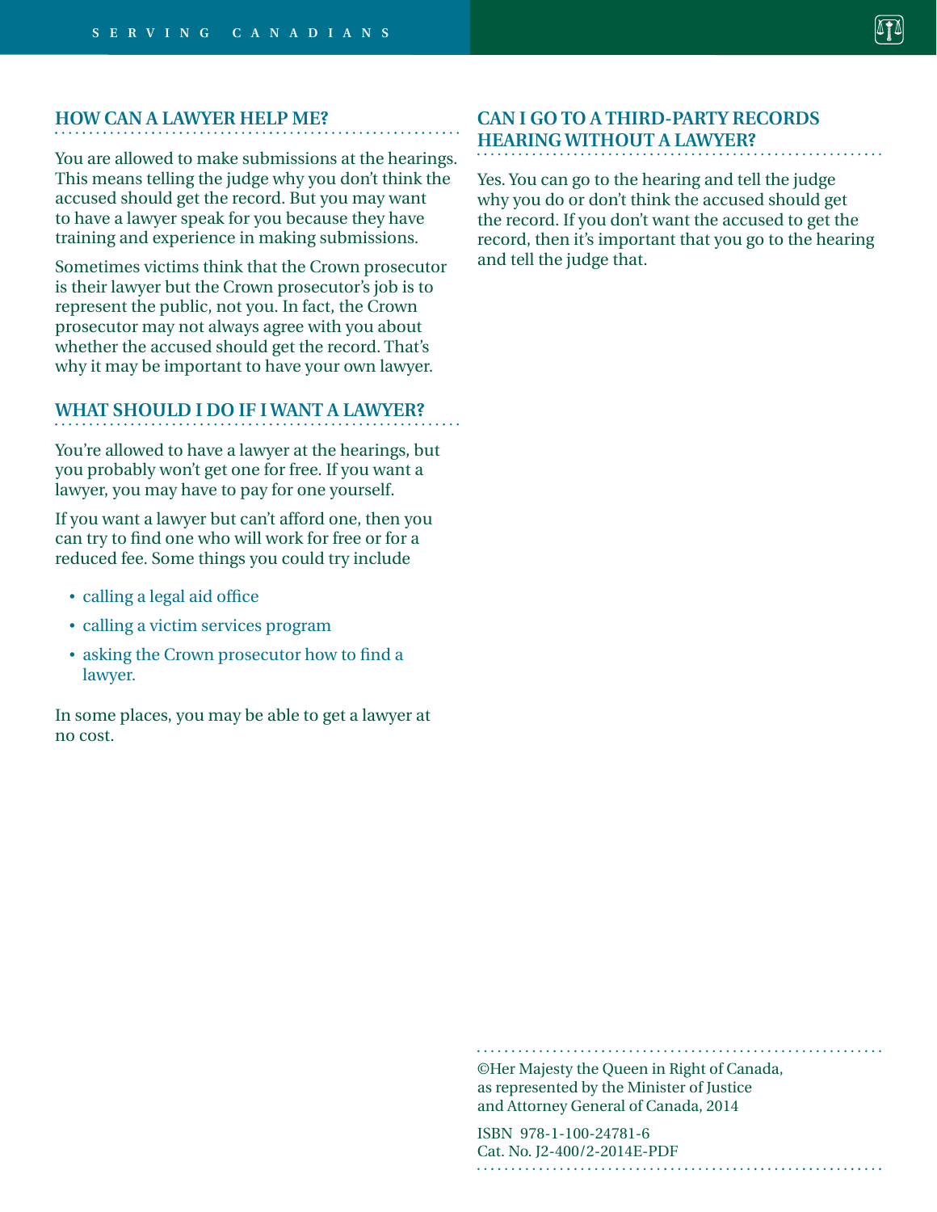## HOW CAN A LAWYER HELP ME?

You are allowed to make submissions at the hearings. This means telling the judge why you don't think the accused should get the record. But you may want to have a lawyer speak for you because they have training and experience in making submissions.

Sometimes victims think that the Crown prosecutor is their lawyer but the Crown prosecutor's job is to represent the public, not you. In fact, the Crown prosecutor may not always agree with you about whether the accused should get the record. That's why it may be important to have your own lawyer.

## WHAT SHOULD I DO IF I WANT A LAWYER?

You're allowed to have a lawyer at the hearings, but you probably won't get one for free. If you want a lawyer, you may have to pay for one yourself.

If you want a lawyer but can't afford one, then you can try to find one who will work for free or for a reduced fee. Some things you could try include

- calling a legal aid office
- calling a victim services program
- asking the Crown prosecutor how to find a lawyer.

In some places, you may be able to get a lawyer at no cost.

## CAN I GO TO A THIRD-PARTY RECORDS HEARING WITHOUT A LAWYER?

Yes. You can go to the hearing and tell the judge why you do or don't think the accused should get the record. If you don't want the accused to get the record, then it's important that you go to the hearing and tell the judge that.

©Her Majesty the Queen in Right of Canada, as represented by the Minister of Justice and Attorney General of Canada, 2014

ISBN 978-1-100-24781-6
Cat. No. J2-400/2-2014E-PDF